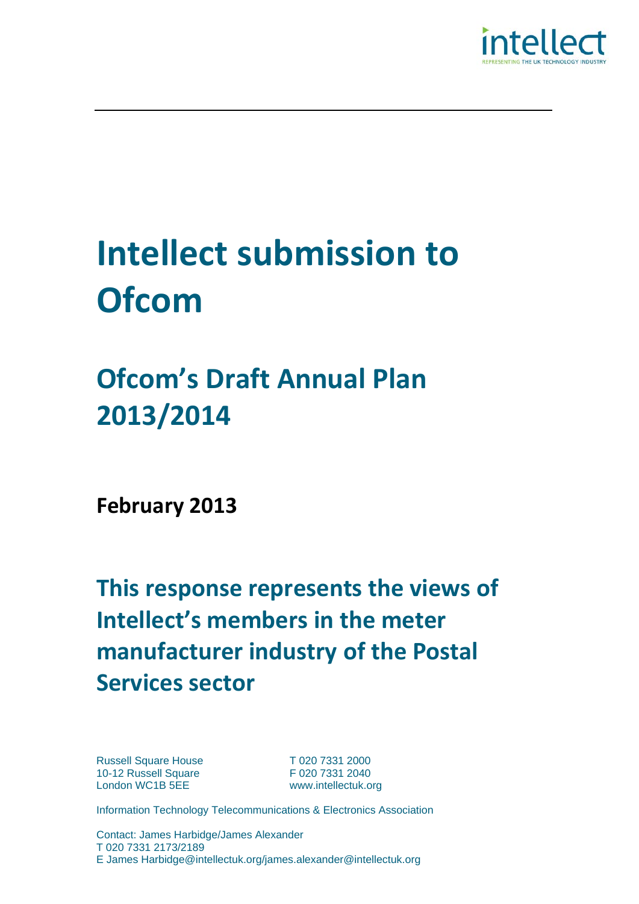intellect

REPRESENTING THE UK TECHNOLOGY INDUSTRY

# Intellect submission to Ofcom

## Ofcom's Draft Annual Plan 2013/2014

**February 2013**

## This response represents the views of Intellect's members in the meter manufacturer industry of the Postal Services sector

Russell Square House
10-12 Russell Square
London WC1B 5EE

T 020 7331 2000
F 020 7331 2040
www.intellectuk.org

Information Technology Telecommunications & Electronics Association

Contact: James Harbidge/James Alexander
T 020 7331 2173/2189
E James Harbidge@intellectuk.org/james.alexander@intellectuk.org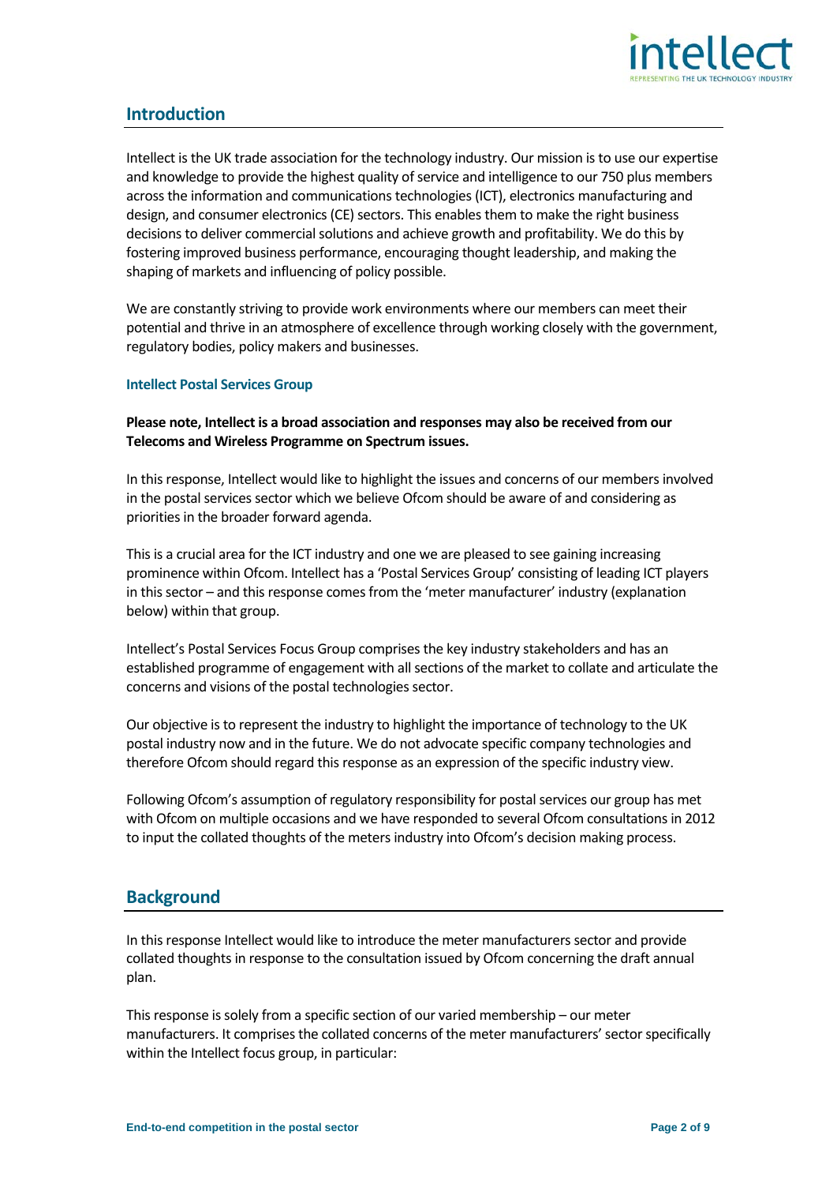## Introduction

Intellect is the UK trade association for the technology industry. Our mission is to use our expertise and knowledge to provide the highest quality of service and intelligence to our 750 plus members across the information and communications technologies (ICT), electronics manufacturing and design, and consumer electronics (CE) sectors. This enables them to make the right business decisions to deliver commercial solutions and achieve growth and profitability. We do this by fostering improved business performance, encouraging thought leadership, and making the shaping of markets and influencing of policy possible.

We are constantly striving to provide work environments where our members can meet their potential and thrive in an atmosphere of excellence through working closely with the government, regulatory bodies, policy makers and businesses.

### Intellect Postal Services Group

**Please note, Intellect is a broad association and responses may also be received from our Telecoms and Wireless Programme on Spectrum issues.**

In this response, Intellect would like to highlight the issues and concerns of our members involved in the postal services sector which we believe Ofcom should be aware of and considering as priorities in the broader forward agenda.

This is a crucial area for the ICT industry and one we are pleased to see gaining increasing prominence within Ofcom. Intellect has a 'Postal Services Group' consisting of leading ICT players in this sector – and this response comes from the 'meter manufacturer' industry (explanation below) within that group.

Intellect's Postal Services Focus Group comprises the key industry stakeholders and has an established programme of engagement with all sections of the market to collate and articulate the concerns and visions of the postal technologies sector.

Our objective is to represent the industry to highlight the importance of technology to the UK postal industry now and in the future. We do not advocate specific company technologies and therefore Ofcom should regard this response as an expression of the specific industry view.

Following Ofcom's assumption of regulatory responsibility for postal services our group has met with Ofcom on multiple occasions and we have responded to several Ofcom consultations in 2012 to input the collated thoughts of the meters industry into Ofcom's decision making process.

## Background

In this response Intellect would like to introduce the meter manufacturers sector and provide collated thoughts in response to the consultation issued by Ofcom concerning the draft annual plan.

This response is solely from a specific section of our varied membership – our meter manufacturers. It comprises the collated concerns of the meter manufacturers' sector specifically within the Intellect focus group, in particular: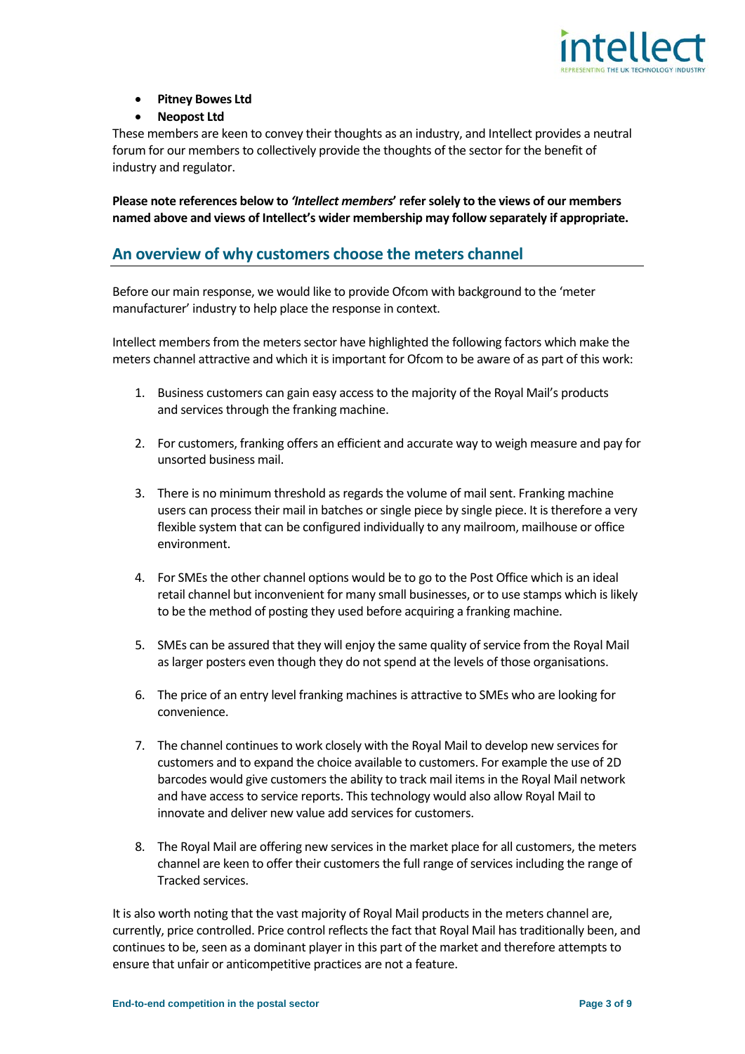- **Pitney Bowes Ltd**
- **Neopost Ltd**

These members are keen to convey their thoughts as an industry, and Intellect provides a neutral forum for our members to collectively provide the thoughts of the sector for the benefit of industry and regulator.

**Please note references below to *'Intellect members'* refer solely to the views of our members named above and views of Intellect's wider membership may follow separately if appropriate.**

## An overview of why customers choose the meters channel

Before our main response, we would like to provide Ofcom with background to the 'meter manufacturer' industry to help place the response in context.

Intellect members from the meters sector have highlighted the following factors which make the meters channel attractive and which it is important for Ofcom to be aware of as part of this work:

1. Business customers can gain easy access to the majority of the Royal Mail's products and services through the franking machine.

2. For customers, franking offers an efficient and accurate way to weigh measure and pay for unsorted business mail.

3. There is no minimum threshold as regards the volume of mail sent. Franking machine users can process their mail in batches or single piece by single piece. It is therefore a very flexible system that can be configured individually to any mailroom, mailhouse or office environment.

4. For SMEs the other channel options would be to go to the Post Office which is an ideal retail channel but inconvenient for many small businesses, or to use stamps which is likely to be the method of posting they used before acquiring a franking machine.

5. SMEs can be assured that they will enjoy the same quality of service from the Royal Mail as larger posters even though they do not spend at the levels of those organisations.

6. The price of an entry level franking machines is attractive to SMEs who are looking for convenience.

7. The channel continues to work closely with the Royal Mail to develop new services for customers and to expand the choice available to customers. For example the use of 2D barcodes would give customers the ability to track mail items in the Royal Mail network and have access to service reports. This technology would also allow Royal Mail to innovate and deliver new value add services for customers.

8. The Royal Mail are offering new services in the market place for all customers, the meters channel are keen to offer their customers the full range of services including the range of Tracked services.

It is also worth noting that the vast majority of Royal Mail products in the meters channel are, currently, price controlled. Price control reflects the fact that Royal Mail has traditionally been, and continues to be, seen as a dominant player in this part of the market and therefore attempts to ensure that unfair or anticompetitive practices are not a feature.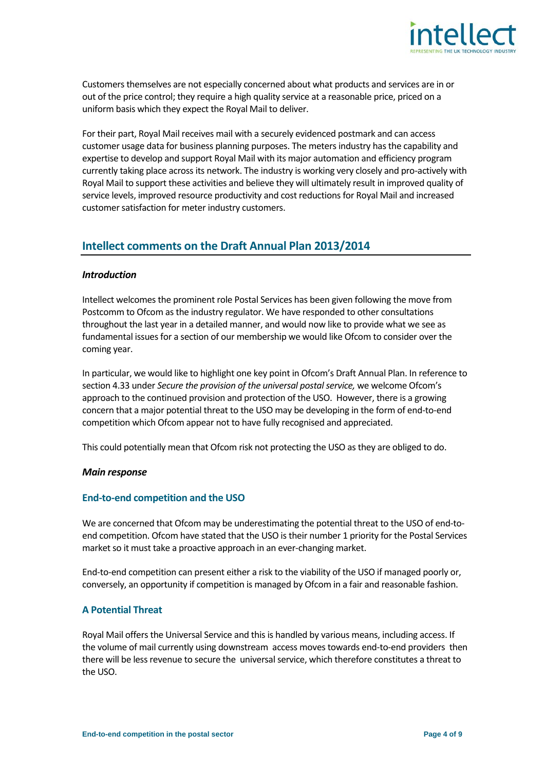Customers themselves are not especially concerned about what products and services are in or out of the price control; they require a high quality service at a reasonable price, priced on a uniform basis which they expect the Royal Mail to deliver.

For their part, Royal Mail receives mail with a securely evidenced postmark and can access customer usage data for business planning purposes. The meters industry has the capability and expertise to develop and support Royal Mail with its major automation and efficiency program currently taking place across its network. The industry is working very closely and pro-actively with Royal Mail to support these activities and believe they will ultimately result in improved quality of service levels, improved resource productivity and cost reductions for Royal Mail and increased customer satisfaction for meter industry customers.

## Intellect comments on the Draft Annual Plan 2013/2014

### *Introduction*

Intellect welcomes the prominent role Postal Services has been given following the move from Postcomm to Ofcom as the industry regulator. We have responded to other consultations throughout the last year in a detailed manner, and would now like to provide what we see as fundamental issues for a section of our membership we would like Ofcom to consider over the coming year.

In particular, we would like to highlight one key point in Ofcom's Draft Annual Plan. In reference to section 4.33 under *Secure the provision of the universal postal service,* we welcome Ofcom's approach to the continued provision and protection of the USO. However, there is a growing concern that a major potential threat to the USO may be developing in the form of end-to-end competition which Ofcom appear not to have fully recognised and appreciated.

This could potentially mean that Ofcom risk not protecting the USO as they are obliged to do.

### *Main response*

### End-to-end competition and the USO

We are concerned that Ofcom may be underestimating the potential threat to the USO of end-to-end competition. Ofcom have stated that the USO is their number 1 priority for the Postal Services market so it must take a proactive approach in an ever-changing market.

End-to-end competition can present either a risk to the viability of the USO if managed poorly or, conversely, an opportunity if competition is managed by Ofcom in a fair and reasonable fashion.

### A Potential Threat

Royal Mail offers the Universal Service and this is handled by various means, including access. If the volume of mail currently using downstream access moves towards end-to-end providers then there will be less revenue to secure the universal service, which therefore constitutes a threat to the USO.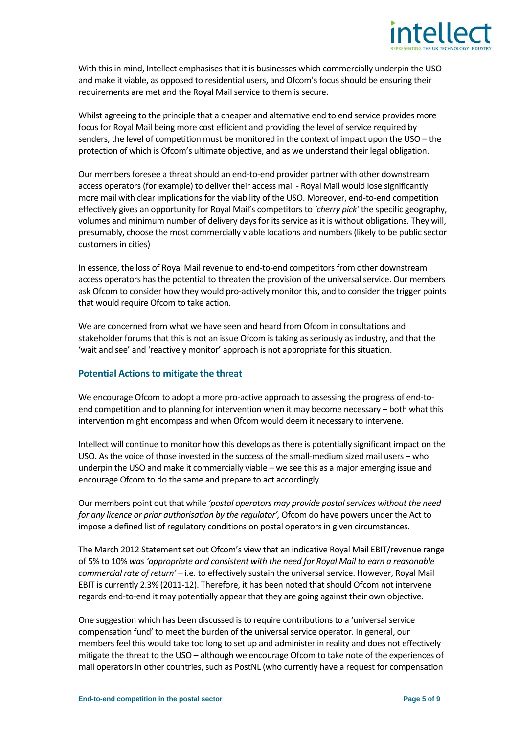With this in mind, Intellect emphasises that it is businesses which commercially underpin the USO and make it viable, as opposed to residential users, and Ofcom's focus should be ensuring their requirements are met and the Royal Mail service to them is secure.

Whilst agreeing to the principle that a cheaper and alternative end to end service provides more focus for Royal Mail being more cost efficient and providing the level of service required by senders, the level of competition must be monitored in the context of impact upon the USO – the protection of which is Ofcom's ultimate objective, and as we understand their legal obligation.

Our members foresee a threat should an end-to-end provider partner with other downstream access operators (for example) to deliver their access mail - Royal Mail would lose significantly more mail with clear implications for the viability of the USO. Moreover, end-to-end competition effectively gives an opportunity for Royal Mail's competitors to *'cherry pick'* the specific geography, volumes and minimum number of delivery days for its service as it is without obligations. They will, presumably, choose the most commercially viable locations and numbers (likely to be public sector customers in cities)

In essence, the loss of Royal Mail revenue to end-to-end competitors from other downstream access operators has the potential to threaten the provision of the universal service. Our members ask Ofcom to consider how they would pro-actively monitor this, and to consider the trigger points that would require Ofcom to take action.

We are concerned from what we have seen and heard from Ofcom in consultations and stakeholder forums that this is not an issue Ofcom is taking as seriously as industry, and that the 'wait and see' and 'reactively monitor' approach is not appropriate for this situation.

### Potential Actions to mitigate the threat

We encourage Ofcom to adopt a more pro-active approach to assessing the progress of end-to-end competition and to planning for intervention when it may become necessary – both what this intervention might encompass and when Ofcom would deem it necessary to intervene.

Intellect will continue to monitor how this develops as there is potentially significant impact on the USO. As the voice of those invested in the success of the small-medium sized mail users – who underpin the USO and make it commercially viable – we see this as a major emerging issue and encourage Ofcom to do the same and prepare to act accordingly.

Our members point out that while *'postal operators may provide postal services without the need for any licence or prior authorisation by the regulator',* Ofcom do have powers under the Act to impose a defined list of regulatory conditions on postal operators in given circumstances.

The March 2012 Statement set out Ofcom's view that an indicative Royal Mail EBIT/revenue range of 5% to 10% *was 'appropriate and consistent with the need for Royal Mail to earn a reasonable commercial rate of return'* – i.e. to effectively sustain the universal service. However, Royal Mail EBIT is currently 2.3% (2011-12). Therefore, it has been noted that should Ofcom not intervene regards end-to-end it may potentially appear that they are going against their own objective.

One suggestion which has been discussed is to require contributions to a 'universal service compensation fund' to meet the burden of the universal service operator. In general, our members feel this would take too long to set up and administer in reality and does not effectively mitigate the threat to the USO – although we encourage Ofcom to take note of the experiences of mail operators in other countries, such as PostNL (who currently have a request for compensation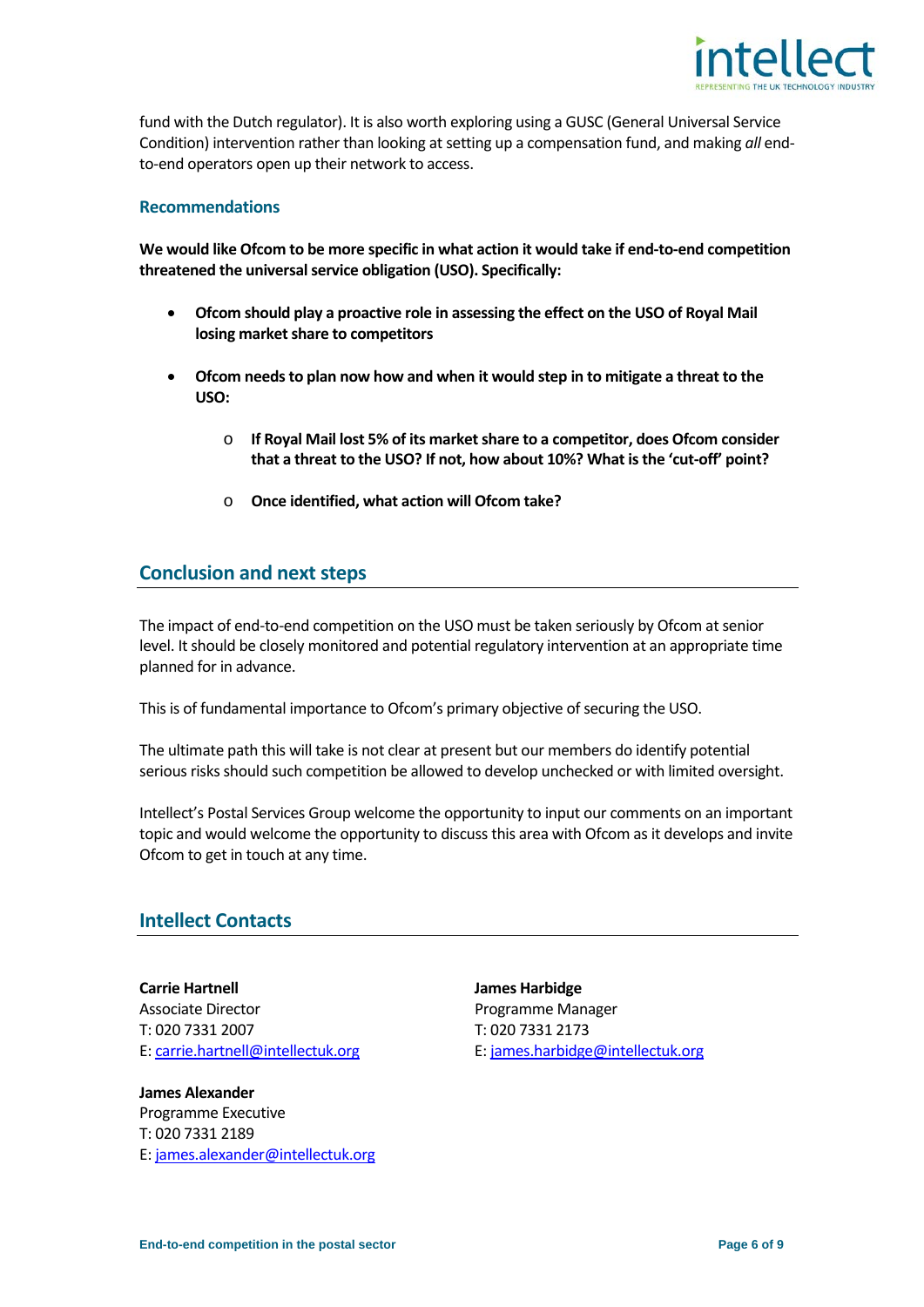fund with the Dutch regulator). It is also worth exploring using a GUSC (General Universal Service Condition) intervention rather than looking at setting up a compensation fund, and making *all* end-to-end operators open up their network to access.

### Recommendations

**We would like Ofcom to be more specific in what action it would take if end-to-end competition threatened the universal service obligation (USO). Specifically:**

- **Ofcom should play a proactive role in assessing the effect on the USO of Royal Mail losing market share to competitors**

- **Ofcom needs to plan now how and when it would step in to mitigate a threat to the USO:**

    - **If Royal Mail lost 5% of its market share to a competitor, does Ofcom consider that a threat to the USO? If not, how about 10%? What is the 'cut-off' point?**

    - **Once identified, what action will Ofcom take?**

## Conclusion and next steps

The impact of end-to-end competition on the USO must be taken seriously by Ofcom at senior level. It should be closely monitored and potential regulatory intervention at an appropriate time planned for in advance.

This is of fundamental importance to Ofcom's primary objective of securing the USO.

The ultimate path this will take is not clear at present but our members do identify potential serious risks should such competition be allowed to develop unchecked or with limited oversight.

Intellect's Postal Services Group welcome the opportunity to input our comments on an important topic and would welcome the opportunity to discuss this area with Ofcom as it develops and invite Ofcom to get in touch at any time.

## Intellect Contacts

**Carrie Hartnell**
Associate Director
T: 020 7331 2007
E: carrie.hartnell@intellectuk.org

**James Harbidge**
Programme Manager
T: 020 7331 2173
E: james.harbidge@intellectuk.org

**James Alexander**
Programme Executive
T: 020 7331 2189
E: james.alexander@intellectuk.org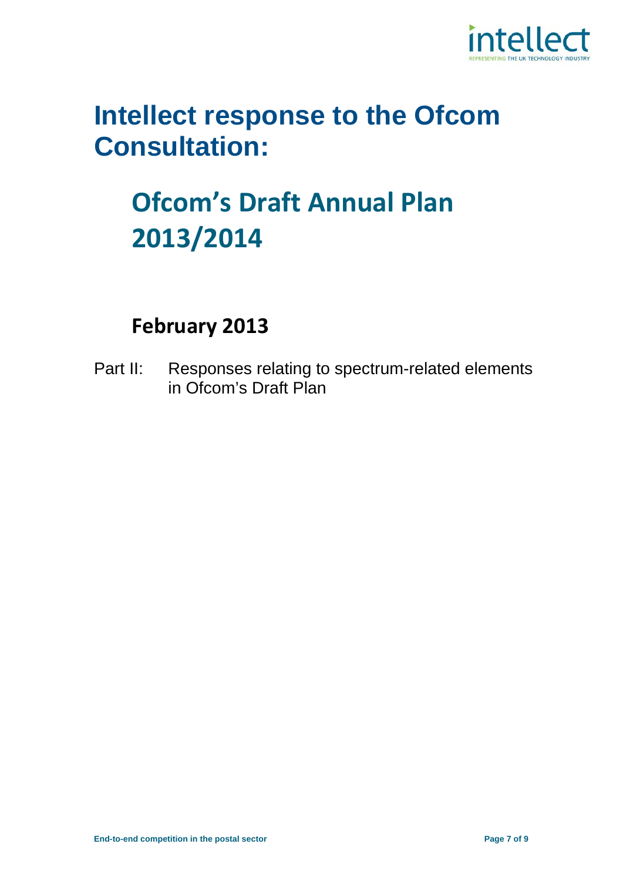# Intellect response to the Ofcom Consultation:

## Ofcom's Draft Annual Plan 2013/2014

### February 2013

Part II: Responses relating to spectrum-related elements in Ofcom's Draft Plan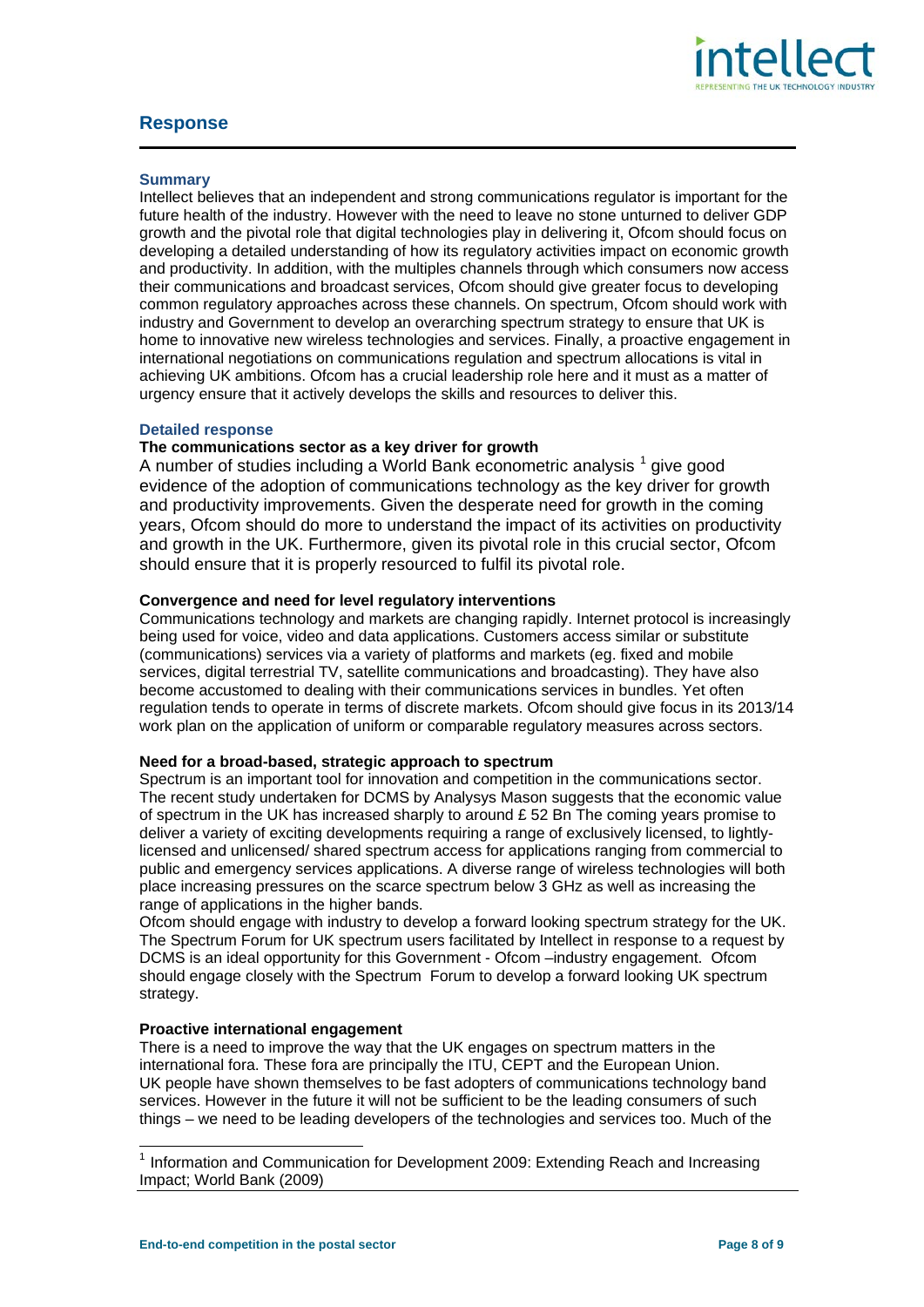## Response

### Summary

Intellect believes that an independent and strong communications regulator is important for the future health of the industry. However with the need to leave no stone unturned to deliver GDP growth and the pivotal role that digital technologies play in delivering it, Ofcom should focus on developing a detailed understanding of how its regulatory activities impact on economic growth and productivity. In addition, with the multiples channels through which consumers now access their communications and broadcast services, Ofcom should give greater focus to developing common regulatory approaches across these channels. On spectrum, Ofcom should work with industry and Government to develop an overarching spectrum strategy to ensure that UK is home to innovative new wireless technologies and services. Finally, a proactive engagement in international negotiations on communications regulation and spectrum allocations is vital in achieving UK ambitions. Ofcom has a crucial leadership role here and it must as a matter of urgency ensure that it actively develops the skills and resources to deliver this.

### Detailed response

**The communications sector as a key driver for growth**

A number of studies including a World Bank econometric analysis [1] give good evidence of the adoption of communications technology as the key driver for growth and productivity improvements. Given the desperate need for growth in the coming years, Ofcom should do more to understand the impact of its activities on productivity and growth in the UK. Furthermore, given its pivotal role in this crucial sector, Ofcom should ensure that it is properly resourced to fulfil its pivotal role.

**Convergence and need for level regulatory interventions**

Communications technology and markets are changing rapidly. Internet protocol is increasingly being used for voice, video and data applications. Customers access similar or substitute (communications) services via a variety of platforms and markets (eg. fixed and mobile services, digital terrestrial TV, satellite communications and broadcasting). They have also become accustomed to dealing with their communications services in bundles. Yet often regulation tends to operate in terms of discrete markets. Ofcom should give focus in its 2013/14 work plan on the application of uniform or comparable regulatory measures across sectors.

**Need for a broad-based, strategic approach to spectrum**

Spectrum is an important tool for innovation and competition in the communications sector. The recent study undertaken for DCMS by Analysys Mason suggests that the economic value of spectrum in the UK has increased sharply to around £ 52 Bn The coming years promise to deliver a variety of exciting developments requiring a range of exclusively licensed, to lightly-licensed and unlicensed/ shared spectrum access for applications ranging from commercial to public and emergency services applications. A diverse range of wireless technologies will both place increasing pressures on the scarce spectrum below 3 GHz as well as increasing the range of applications in the higher bands.

Ofcom should engage with industry to develop a forward looking spectrum strategy for the UK. The Spectrum Forum for UK spectrum users facilitated by Intellect in response to a request by DCMS is an ideal opportunity for this Government - Ofcom –industry engagement. Ofcom should engage closely with the Spectrum Forum to develop a forward looking UK spectrum strategy.

**Proactive international engagement**

There is a need to improve the way that the UK engages on spectrum matters in the international fora. These fora are principally the ITU, CEPT and the European Union. UK people have shown themselves to be fast adopters of communications technology band services. However in the future it will not be sufficient to be the leading consumers of such things – we need to be leading developers of the technologies and services too. Much of the

---

[1] Information and Communication for Development 2009: Extending Reach and Increasing Impact; World Bank (2009)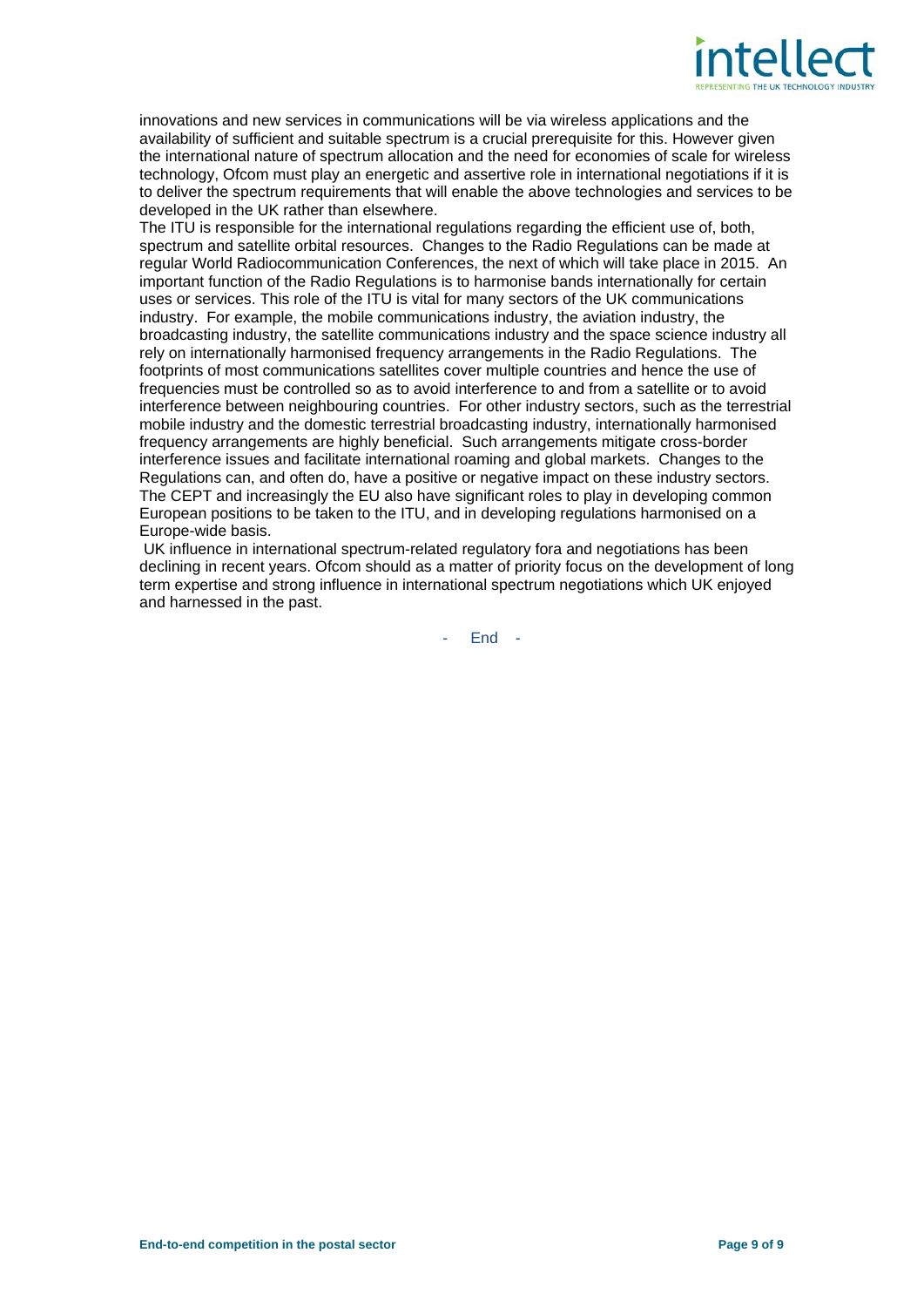innovations and new services in communications will be via wireless applications and the availability of sufficient and suitable spectrum is a crucial prerequisite for this. However given the international nature of spectrum allocation and the need for economies of scale for wireless technology, Ofcom must play an energetic and assertive role in international negotiations if it is to deliver the spectrum requirements that will enable the above technologies and services to be developed in the UK rather than elsewhere.

The ITU is responsible for the international regulations regarding the efficient use of, both, spectrum and satellite orbital resources. Changes to the Radio Regulations can be made at regular World Radiocommunication Conferences, the next of which will take place in 2015. An important function of the Radio Regulations is to harmonise bands internationally for certain uses or services. This role of the ITU is vital for many sectors of the UK communications industry. For example, the mobile communications industry, the aviation industry, the broadcasting industry, the satellite communications industry and the space science industry all rely on internationally harmonised frequency arrangements in the Radio Regulations. The footprints of most communications satellites cover multiple countries and hence the use of frequencies must be controlled so as to avoid interference to and from a satellite or to avoid interference between neighbouring countries. For other industry sectors, such as the terrestrial mobile industry and the domestic terrestrial broadcasting industry, internationally harmonised frequency arrangements are highly beneficial. Such arrangements mitigate cross-border interference issues and facilitate international roaming and global markets. Changes to the Regulations can, and often do, have a positive or negative impact on these industry sectors. The CEPT and increasingly the EU also have significant roles to play in developing common European positions to be taken to the ITU, and in developing regulations harmonised on a Europe-wide basis.

UK influence in international spectrum-related regulatory fora and negotiations has been declining in recent years. Ofcom should as a matter of priority focus on the development of long term expertise and strong influence in international spectrum negotiations which UK enjoyed and harnessed in the past.

\- End -